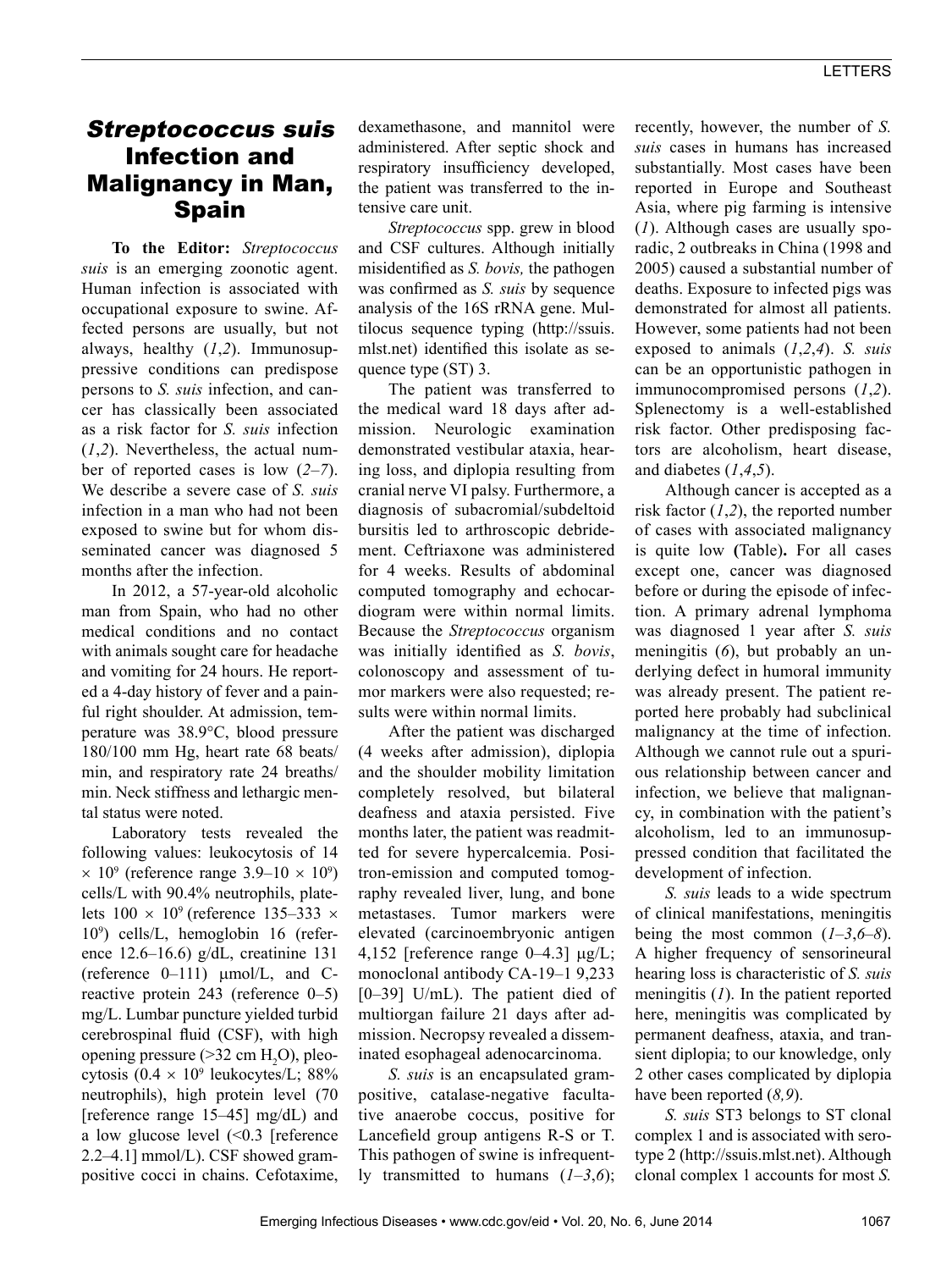# *Streptococcus suis* Infection and Malignancy in Man, Spain

**To the Editor:** *Streptococcus suis* is an emerging zoonotic agent. Human infection is associated with occupational exposure to swine. Affected persons are usually, but not always, healthy (*1*,*2*). Immunosuppressive conditions can predispose persons to *S. suis* infection, and cancer has classically been associated as a risk factor for *S. suis* infection (*1*,*2*). Nevertheless, the actual number of reported cases is low (*2*–*7*). We describe a severe case of *S. suis* infection in a man who had not been exposed to swine but for whom disseminated cancer was diagnosed 5 months after the infection.

In 2012, a 57-year-old alcoholic man from Spain, who had no other medical conditions and no contact with animals sought care for headache and vomiting for 24 hours. He reported a 4-day history of fever and a painful right shoulder. At admission, temperature was 38.9°C, blood pressure 180/100 mm Hg, heart rate 68 beats/min, and respiratory rate 24 breaths/min. Neck stiffness and lethargic mental status were noted.

Laboratory tests revealed the following values: leukocytosis of 14 $\times$ $10^9$ (reference range 3.9–10 $\times$ $10^9$) cells/L with 90.4% neutrophils, platelets 100 $\times$ $10^9$ (reference 135–333 $\times$ $10^9$) cells/L, hemoglobin 16 (reference 12.6–16.6) g/dL, creatinine 131 (reference 0–111) μmol/L, and C-reactive protein 243 (reference 0–5) mg/L. Lumbar puncture yielded turbid cerebrospinal fluid (CSF), with high opening pressure (>32 cm $H_2O$), pleocytosis (0.4 $\times$ $10^9$ leukocytes/L; 88% neutrophils), high protein level (70 [reference range 15–45] mg/dL) and a low glucose level (<0.3 [reference 2.2–4.1] mmol/L). CSF showed gram-positive cocci in chains. Cefotaxime, dexamethasone, and mannitol were administered. After septic shock and respiratory insufficiency developed, the patient was transferred to the intensive care unit.

*Streptococcus* spp. grew in blood and CSF cultures. Although initially misidentified as *S. bovis,* the pathogen was confirmed as *S. suis* by sequence analysis of the 16S rRNA gene. Multilocus sequence typing (http://ssuis.mlst.net) identified this isolate as sequence type (ST) 3.

The patient was transferred to the medical ward 18 days after admission. Neurologic examination demonstrated vestibular ataxia, hearing loss, and diplopia resulting from cranial nerve VI palsy. Furthermore, a diagnosis of subacromial/subdeltoid bursitis led to arthroscopic debridement. Ceftriaxone was administered for 4 weeks. Results of abdominal computed tomography and echocardiogram were within normal limits. Because the *Streptococcus* organism was initially identified as *S. bovis*, colonoscopy and assessment of tumor markers were also requested; results were within normal limits.

After the patient was discharged (4 weeks after admission), diplopia and the shoulder mobility limitation completely resolved, but bilateral deafness and ataxia persisted. Five months later, the patient was readmitted for severe hypercalcemia. Positron-emission and computed tomography revealed liver, lung, and bone metastases. Tumor markers were elevated (carcinoembryonic antigen 4,152 [reference range 0–4.3] μg/L; monoclonal antibody CA-19–1 9,233 [0–39] U/mL). The patient died of multiorgan failure 21 days after admission. Necropsy revealed a disseminated esophageal adenocarcinoma.

*S. suis* is an encapsulated gram-positive, catalase-negative facultative anaerobe coccus, positive for Lancefield group antigens R-S or T. This pathogen of swine is infrequently transmitted to humans (*1*–*3*,*6*); recently, however, the number of *S. suis* cases in humans has increased substantially. Most cases have been reported in Europe and Southeast Asia, where pig farming is intensive (*1*). Although cases are usually sporadic, 2 outbreaks in China (1998 and 2005) caused a substantial number of deaths. Exposure to infected pigs was demonstrated for almost all patients. However, some patients had not been exposed to animals (*1*,*2*,*4*). *S. suis* can be an opportunistic pathogen in immunocompromised persons (*1*,*2*). Splenectomy is a well-established risk factor. Other predisposing factors are alcoholism, heart disease, and diabetes (*1*,*4*,*5*).

Although cancer is accepted as a risk factor (*1*,*2*), the reported number of cases with associated malignancy is quite low (Table). For all cases except one, cancer was diagnosed before or during the episode of infection. A primary adrenal lymphoma was diagnosed 1 year after *S. suis* meningitis (*6*), but probably an underlying defect in humoral immunity was already present. The patient reported here probably had subclinical malignancy at the time of infection. Although we cannot rule out a spurious relationship between cancer and infection, we believe that malignancy, in combination with the patient's alcoholism, led to an immunosuppressed condition that facilitated the development of infection.

*S. suis* leads to a wide spectrum of clinical manifestations, meningitis being the most common (*1*–*3*,*6*–*8*). A higher frequency of sensorineural hearing loss is characteristic of *S. suis* meningitis (*1*). In the patient reported here, meningitis was complicated by permanent deafness, ataxia, and transient diplopia; to our knowledge, only 2 other cases complicated by diplopia have been reported (*8*,*9*).

*S. suis* ST3 belongs to ST clonal complex 1 and is associated with serotype 2 (http://ssuis.mlst.net). Although clonal complex 1 accounts for most *S.*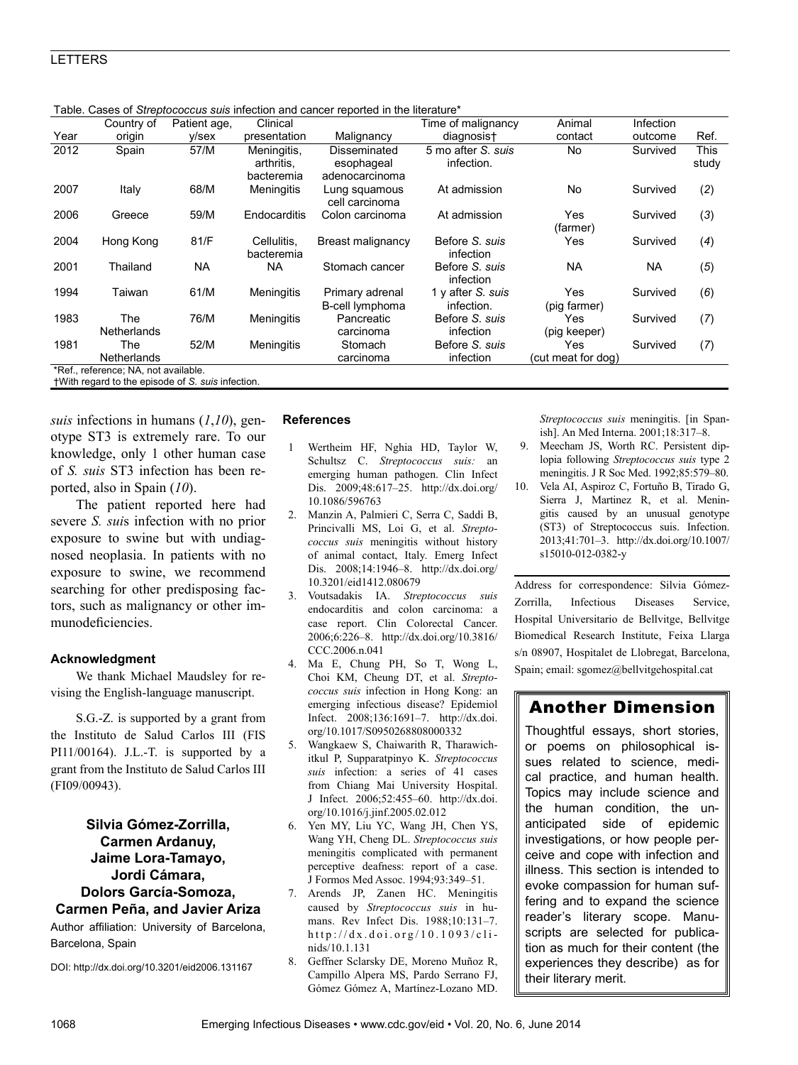Table. Cases of *Streptococcus suis* infection and cancer reported in the literature*

| Year | Country of origin | Patient age, y/sex | Clinical presentation | Malignancy | Time of malignancy diagnosis† | Animal contact | Infection outcome | Ref. |
|---|---|---|---|---|---|---|---|---|
| 2012 | Spain | 57/M | Meningitis, arthritis, bacteremia | Disseminated esophageal adenocarcinoma | 5 mo after *S. suis* infection. | No | Survived | This study |
| 2007 | Italy | 68/M | Meningitis | Lung squamous cell carcinoma | At admission | No | Survived | (*2*) |
| 2006 | Greece | 59/M | Endocarditis | Colon carcinoma | At admission | Yes (farmer) | Survived | (*3*) |
| 2004 | Hong Kong | 81/F | Cellulitis, bacteremia | Breast malignancy | Before *S. suis* infection | Yes | Survived | (*4*) |
| 2001 | Thailand | NA | NA | Stomach cancer | Before *S. suis* infection | NA | NA | (*5*) |
| 1994 | Taiwan | 61/M | Meningitis | Primary adrenal B-cell lymphoma | 1 y after *S. suis* infection. | Yes (pig farmer) | Survived | (*6*) |
| 1983 | The Netherlands | 76/M | Meningitis | Pancreatic carcinoma | Before *S. suis* infection | Yes (pig keeper) | Survived | (*7*) |
| 1981 | The Netherlands | 52/M | Meningitis | Stomach carcinoma | Before *S. suis* infection | Yes (cut meat for dog) | Survived | (*7*) |

*Ref., reference; NA, not available.
†With regard to the episode of *S. suis* infection.

*suis* infections in humans (*1*,*10*), genotype ST3 is extremely rare. To our knowledge, only 1 other human case of *S. suis* ST3 infection has been reported, also in Spain (*10*).

The patient reported here had severe *S. suis* infection with no prior exposure to swine but with undiagnosed neoplasia. In patients with no exposure to swine, we recommend searching for other predisposing factors, such as malignancy or other immunodeficiencies.

### Acknowledgment

We thank Michael Maudsley for revising the English-language manuscript.

S.G.-Z. is supported by a grant from the Instituto de Salud Carlos III (FIS PI11/00164). J.L.-T. is supported by a grant from the Instituto de Salud Carlos III (FI09/00943).

**Silvia Gómez-Zorrilla, Carmen Ardanuy, Jaime Lora-Tamayo, Jordi Cámara, Dolors García-Somoza, Carmen Peña, and Javier Ariza**

Author affiliation: University of Barcelona, Barcelona, Spain

DOI: http://dx.doi.org/10.3201/eid2006.131167

### References

1. Wertheim HF, Nghia HD, Taylor W, Schultsz C. *Streptococcus suis:* an emerging human pathogen. Clin Infect Dis. 2009;48:617–25. http://dx.doi.org/10.1086/596763
2. Manzin A, Palmieri C, Serra C, Saddi B, Princivalli MS, Loi G, et al. *Streptococcus suis* meningitis without history of animal contact, Italy. Emerg Infect Dis. 2008;14:1946–8. http://dx.doi.org/10.3201/eid1412.080679
3. Voutsadakis IA. *Streptococcus suis* endocarditis and colon carcinoma: a case report. Clin Colorectal Cancer. 2006;6:226–8. http://dx.doi.org/10.3816/CCC.2006.n.041
4. Ma E, Chung PH, So T, Wong L, Choi KM, Cheung DT, et al. *Streptococcus suis* infection in Hong Kong: an emerging infectious disease? Epidemiol Infect. 2008;136:1691–7. http://dx.doi.org/10.1017/S0950268808000332
5. Wangkaew S, Chaiwarith R, Tharawichitkul P, Supparatpinyo K. *Streptococcus suis* infection: a series of 41 cases from Chiang Mai University Hospital. J Infect. 2006;52:455–60. http://dx.doi.org/10.1016/j.jinf.2005.02.012
6. Yen MY, Liu YC, Wang JH, Chen YS, Wang YH, Cheng DL. *Streptococcus suis* meningitis complicated with permanent perceptive deafness: report of a case. J Formos Med Assoc. 1994;93:349–51.
7. Arends JP, Zanen HC. Meningitis caused by *Streptococcus suis* in humans. Rev Infect Dis. 1988;10:131–7. http://dx.doi.org/10.1093/clinids/10.1.131
8. Geffner Sclarsky DE, Moreno Muñoz R, Campillo Alpera MS, Pardo Serrano FJ, Gómez Gómez A, Martínez-Lozano MD. *Streptococcus suis* meningitis. [in Spanish]. An Med Interna. 2001;18:317–8.
9. Meecham JS, Worth RC. Persistent diplopia following *Streptococcus suis* type 2 meningitis. J R Soc Med. 1992;85:579–80.
10. Vela AI, Aspiroz C, Fortuño B, Tirado G, Sierra J, Martinez R, et al. Meningitis caused by an unusual genotype (ST3) of Streptococcus suis. Infection. 2013;41:701–3. http://dx.doi.org/10.1007/s15010-012-0382-y

Address for correspondence: Silvia Gómez-Zorrilla, Infectious Diseases Service, Hospital Universitario de Bellvitge, Bellvitge Biomedical Research Institute, Feixa Llarga s/n 08907, Hospitalet de Llobregat, Barcelona, Spain; email: sgomez@bellvitgehospital.cat

## Another Dimension

Thoughtful essays, short stories, or poems on philosophical issues related to science, medical practice, and human health. Topics may include science and the human condition, the unanticipated side of epidemic investigations, or how people perceive and cope with infection and illness. This section is intended to evoke compassion for human suffering and to expand the science reader's literary scope. Manuscripts are selected for publication as much for their content (the experiences they describe) as for their literary merit.